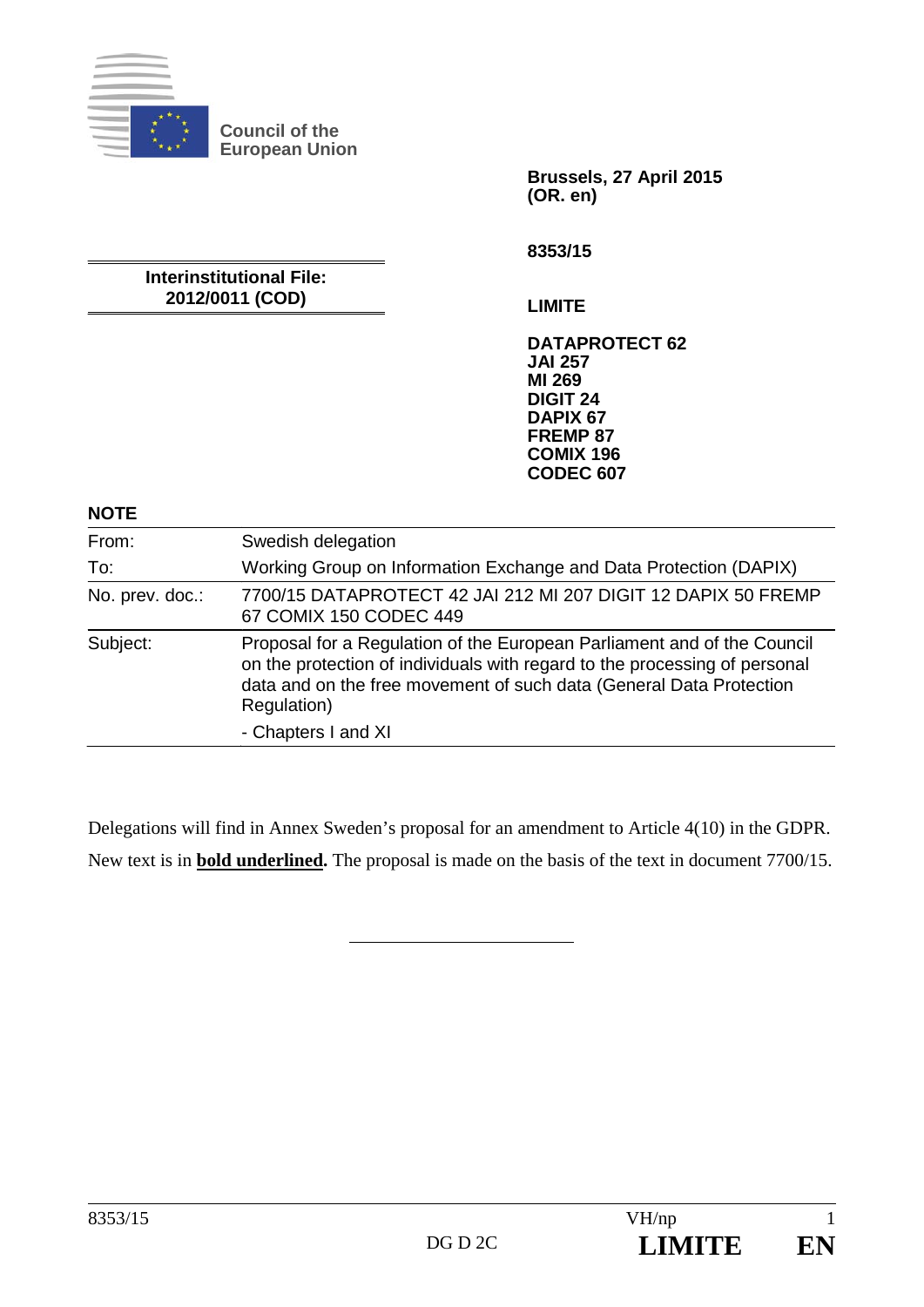Council of the European Union

Brussels, 27 April 2015
(OR. en)

8353/15

**Interinstitutional File:**
**2012/0011 (COD)**

**LIMITE**

**DATAPROTECT 62**
**JAI 257**
**MI 269**
**DIGIT 24**
**DAPIX 67**
**FREMP 87**
**COMIX 196**
**CODEC 607**

## NOTE

| | |
|---|---|
| From: | Swedish delegation |
| To: | Working Group on Information Exchange and Data Protection (DAPIX) |
| No. prev. doc.: | 7700/15 DATAPROTECT 42 JAI 212 MI 207 DIGIT 12 DAPIX 50 FREMP 67 COMIX 150 CODEC 449 |
| Subject: | Proposal for a Regulation of the European Parliament and of the Council on the protection of individuals with regard to the processing of personal data and on the free movement of such data (General Data Protection Regulation)<br>- Chapters I and XI |

Delegations will find in Annex Sweden's proposal for an amendment to Article 4(10) in the GDPR. New text is in **<u>bold underlined</u>.** The proposal is made on the basis of the text in document 7700/15.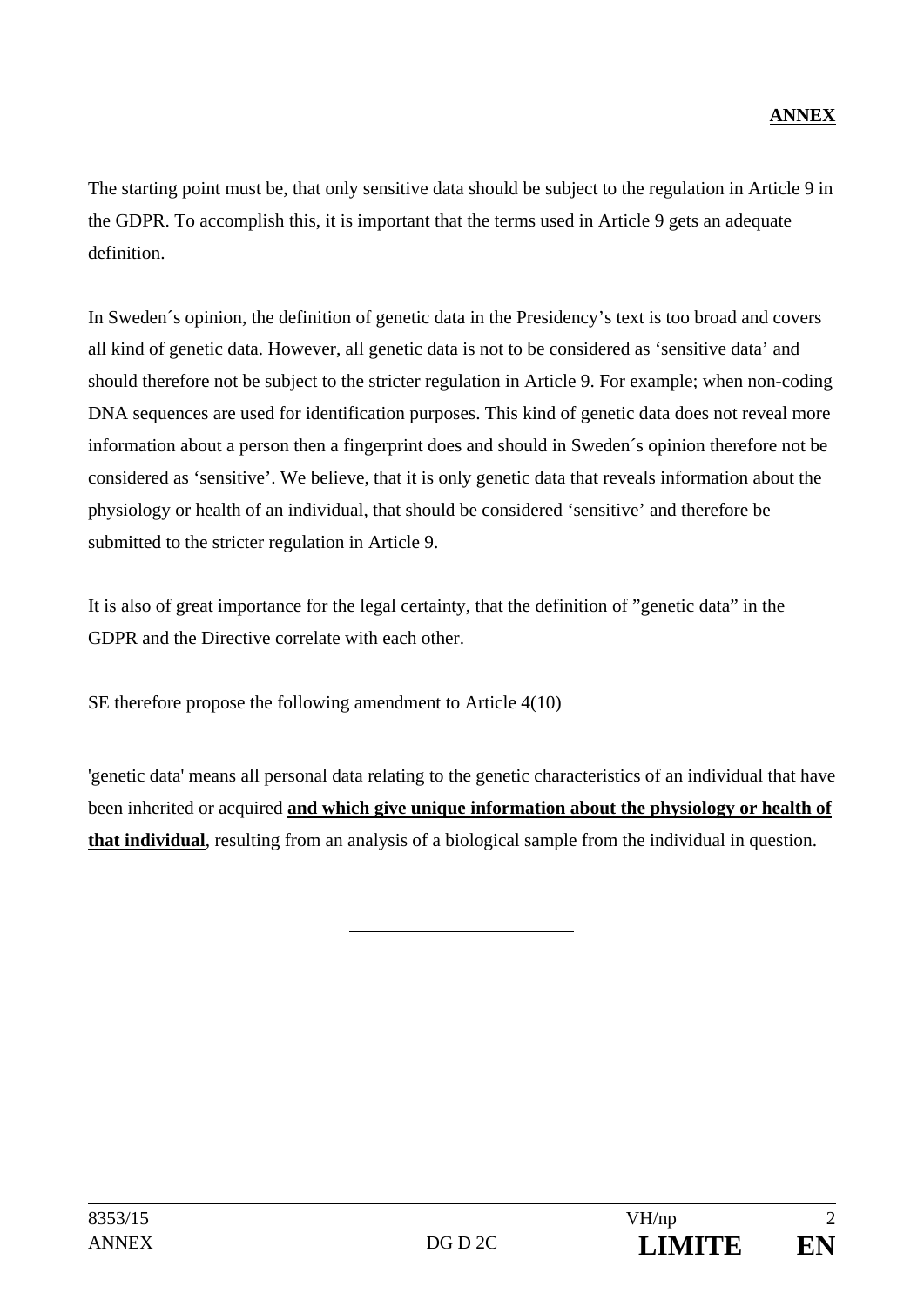**ANNEX**

The starting point must be, that only sensitive data should be subject to the regulation in Article 9 in the GDPR. To accomplish this, it is important that the terms used in Article 9 gets an adequate definition.

In Sweden´s opinion, the definition of genetic data in the Presidency's text is too broad and covers all kind of genetic data. However, all genetic data is not to be considered as 'sensitive data' and should therefore not be subject to the stricter regulation in Article 9. For example; when non-coding DNA sequences are used for identification purposes. This kind of genetic data does not reveal more information about a person then a fingerprint does and should in Sweden´s opinion therefore not be considered as 'sensitive'. We believe, that it is only genetic data that reveals information about the physiology or health of an individual, that should be considered 'sensitive' and therefore be submitted to the stricter regulation in Article 9.

It is also of great importance for the legal certainty, that the definition of "genetic data" in the GDPR and the Directive correlate with each other.

SE therefore propose the following amendment to Article 4(10)

'genetic data' means all personal data relating to the genetic characteristics of an individual that have been inherited or acquired **<u>and which give unique information about the physiology or health of that individual</u>**, resulting from an analysis of a biological sample from the individual in question.